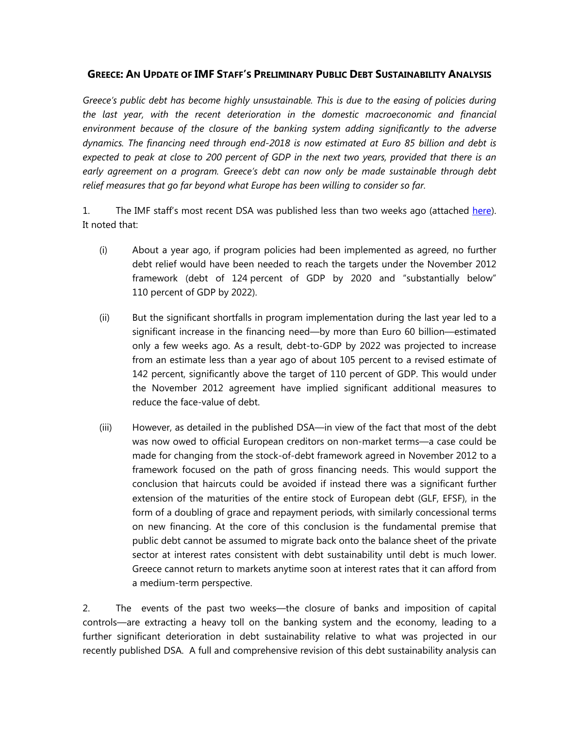## GREECE: AN UPDATE OF IMF STAFF'S PRELIMINARY PUBLIC DEBT SUSTAINABILITY ANALYSIS

*Greece's public debt has become highly unsustainable. This is due to the easing of policies during the last year, with the recent deterioration in the domestic macroeconomic and financial environment because of the closure of the banking system adding significantly to the adverse dynamics. The financing need through end-2018 is now estimated at Euro 85 billion and debt is expected to peak at close to 200 percent of GDP in the next two years, provided that there is an early agreement on a program. Greece's debt can now only be made sustainable through debt relief measures that go far beyond what Europe has been willing to consider so far.*

1. The IMF staff's most recent DSA was published less than two weeks ago (attached here). It noted that:

    (i) About a year ago, if program policies had been implemented as agreed, no further debt relief would have been needed to reach the targets under the November 2012 framework (debt of 124 percent of GDP by 2020 and "substantially below" 110 percent of GDP by 2022).

    (ii) But the significant shortfalls in program implementation during the last year led to a significant increase in the financing need—by more than Euro 60 billion—estimated only a few weeks ago. As a result, debt-to-GDP by 2022 was projected to increase from an estimate less than a year ago of about 105 percent to a revised estimate of 142 percent, significantly above the target of 110 percent of GDP. This would under the November 2012 agreement have implied significant additional measures to reduce the face-value of debt.

    (iii) However, as detailed in the published DSA—in view of the fact that most of the debt was now owed to official European creditors on non-market terms—a case could be made for changing from the stock-of-debt framework agreed in November 2012 to a framework focused on the path of gross financing needs. This would support the conclusion that haircuts could be avoided if instead there was a significant further extension of the maturities of the entire stock of European debt (GLF, EFSF), in the form of a doubling of grace and repayment periods, with similarly concessional terms on new financing. At the core of this conclusion is the fundamental premise that public debt cannot be assumed to migrate back onto the balance sheet of the private sector at interest rates consistent with debt sustainability until debt is much lower. Greece cannot return to markets anytime soon at interest rates that it can afford from a medium-term perspective.

2. The events of the past two weeks—the closure of banks and imposition of capital controls—are extracting a heavy toll on the banking system and the economy, leading to a further significant deterioration in debt sustainability relative to what was projected in our recently published DSA. A full and comprehensive revision of this debt sustainability analysis can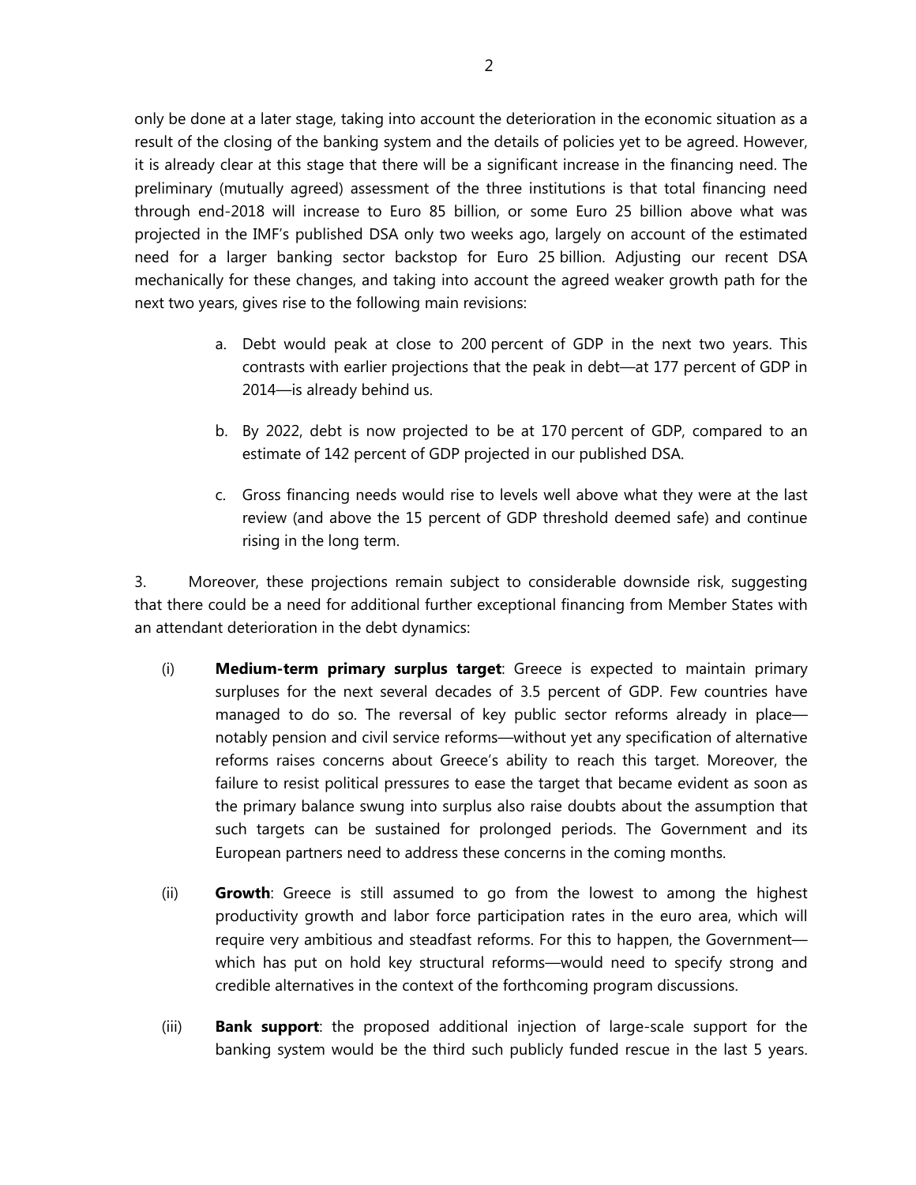only be done at a later stage, taking into account the deterioration in the economic situation as a result of the closing of the banking system and the details of policies yet to be agreed. However, it is already clear at this stage that there will be a significant increase in the financing need. The preliminary (mutually agreed) assessment of the three institutions is that total financing need through end-2018 will increase to Euro 85 billion, or some Euro 25 billion above what was projected in the IMF's published DSA only two weeks ago, largely on account of the estimated need for a larger banking sector backstop for Euro 25 billion. Adjusting our recent DSA mechanically for these changes, and taking into account the agreed weaker growth path for the next two years, gives rise to the following main revisions:

a. Debt would peak at close to 200 percent of GDP in the next two years. This contrasts with earlier projections that the peak in debt—at 177 percent of GDP in 2014—is already behind us.

b. By 2022, debt is now projected to be at 170 percent of GDP, compared to an estimate of 142 percent of GDP projected in our published DSA.

c. Gross financing needs would rise to levels well above what they were at the last review (and above the 15 percent of GDP threshold deemed safe) and continue rising in the long term.

3. Moreover, these projections remain subject to considerable downside risk, suggesting that there could be a need for additional further exceptional financing from Member States with an attendant deterioration in the debt dynamics:

(i) **Medium-term primary surplus target**: Greece is expected to maintain primary surpluses for the next several decades of 3.5 percent of GDP. Few countries have managed to do so. The reversal of key public sector reforms already in place—notably pension and civil service reforms—without yet any specification of alternative reforms raises concerns about Greece's ability to reach this target. Moreover, the failure to resist political pressures to ease the target that became evident as soon as the primary balance swung into surplus also raise doubts about the assumption that such targets can be sustained for prolonged periods. The Government and its European partners need to address these concerns in the coming months.

(ii) **Growth**: Greece is still assumed to go from the lowest to among the highest productivity growth and labor force participation rates in the euro area, which will require very ambitious and steadfast reforms. For this to happen, the Government—which has put on hold key structural reforms—would need to specify strong and credible alternatives in the context of the forthcoming program discussions.

(iii) **Bank support**: the proposed additional injection of large-scale support for the banking system would be the third such publicly funded rescue in the last 5 years.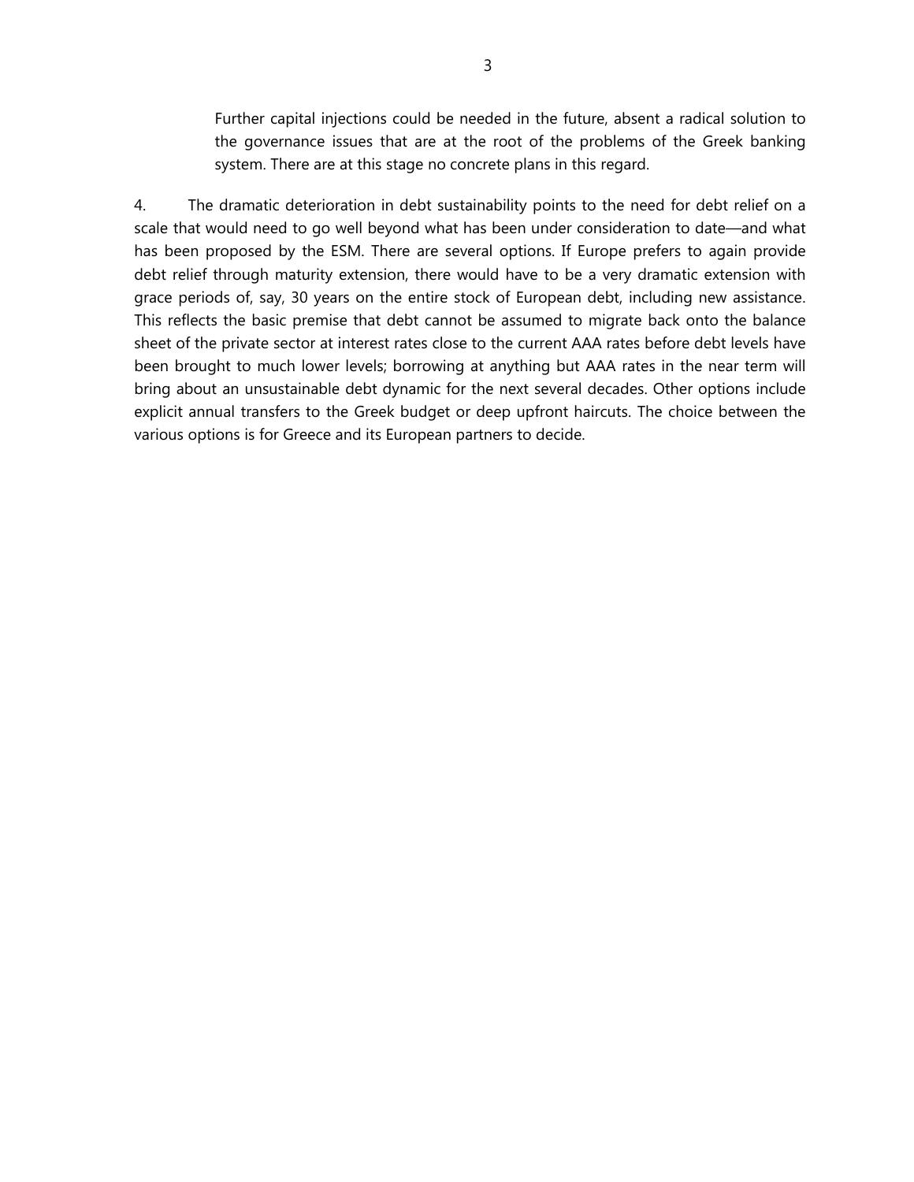Further capital injections could be needed in the future, absent a radical solution to the governance issues that are at the root of the problems of the Greek banking system. There are at this stage no concrete plans in this regard.

4. The dramatic deterioration in debt sustainability points to the need for debt relief on a scale that would need to go well beyond what has been under consideration to date—and what has been proposed by the ESM. There are several options. If Europe prefers to again provide debt relief through maturity extension, there would have to be a very dramatic extension with grace periods of, say, 30 years on the entire stock of European debt, including new assistance. This reflects the basic premise that debt cannot be assumed to migrate back onto the balance sheet of the private sector at interest rates close to the current AAA rates before debt levels have been brought to much lower levels; borrowing at anything but AAA rates in the near term will bring about an unsustainable debt dynamic for the next several decades. Other options include explicit annual transfers to the Greek budget or deep upfront haircuts. The choice between the various options is for Greece and its European partners to decide.